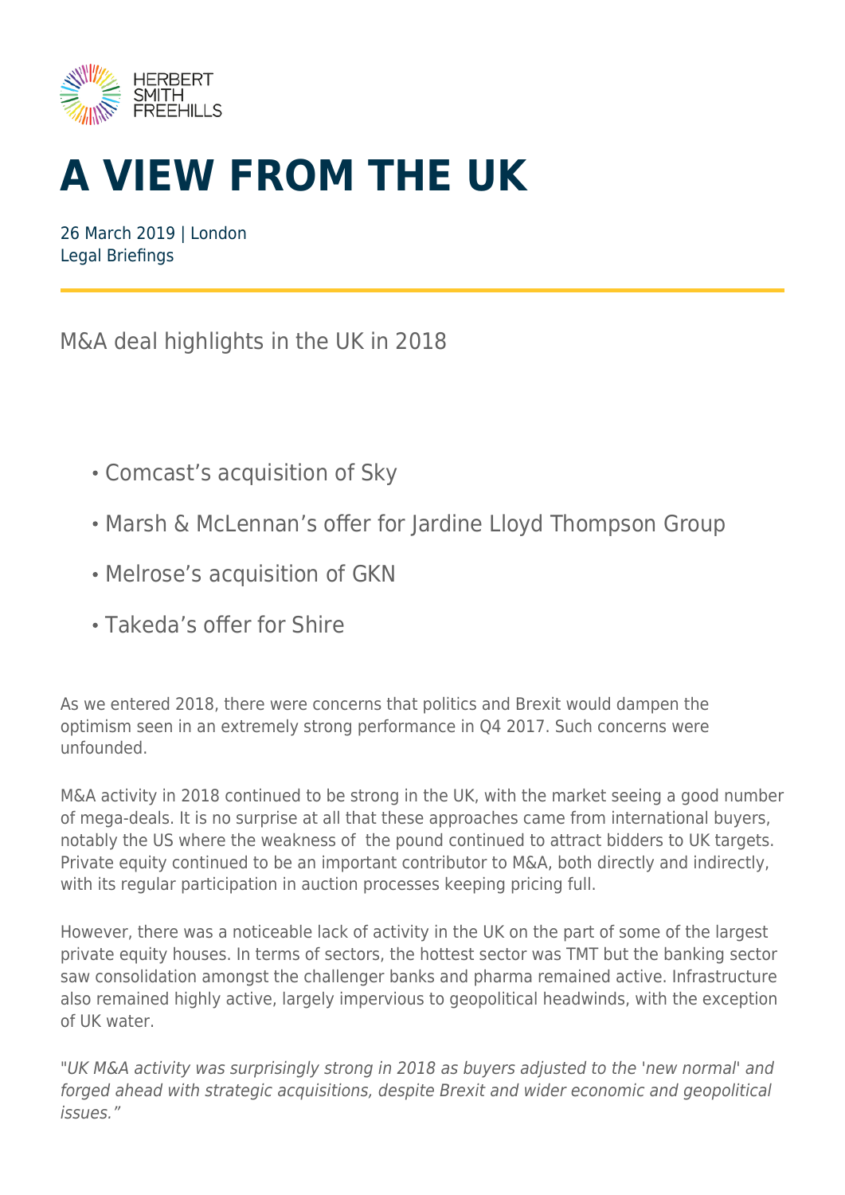# A VIEW FROM THE UK

26 March 2019 | London
Legal Briefings

M&A deal highlights in the UK in 2018

- Comcast's acquisition of Sky
- Marsh & McLennan's offer for Jardine Lloyd Thompson Group
- Melrose's acquisition of GKN
- Takeda's offer for Shire

As we entered 2018, there were concerns that politics and Brexit would dampen the optimism seen in an extremely strong performance in Q4 2017. Such concerns were unfounded.

M&A activity in 2018 continued to be strong in the UK, with the market seeing a good number of mega-deals. It is no surprise at all that these approaches came from international buyers, notably the US where the weakness of the pound continued to attract bidders to UK targets. Private equity continued to be an important contributor to M&A, both directly and indirectly, with its regular participation in auction processes keeping pricing full.

However, there was a noticeable lack of activity in the UK on the part of some of the largest private equity houses. In terms of sectors, the hottest sector was TMT but the banking sector saw consolidation amongst the challenger banks and pharma remained active. Infrastructure also remained highly active, largely impervious to geopolitical headwinds, with the exception of UK water.

*"UK M&A activity was surprisingly strong in 2018 as buyers adjusted to the 'new normal' and forged ahead with strategic acquisitions, despite Brexit and wider economic and geopolitical issues."*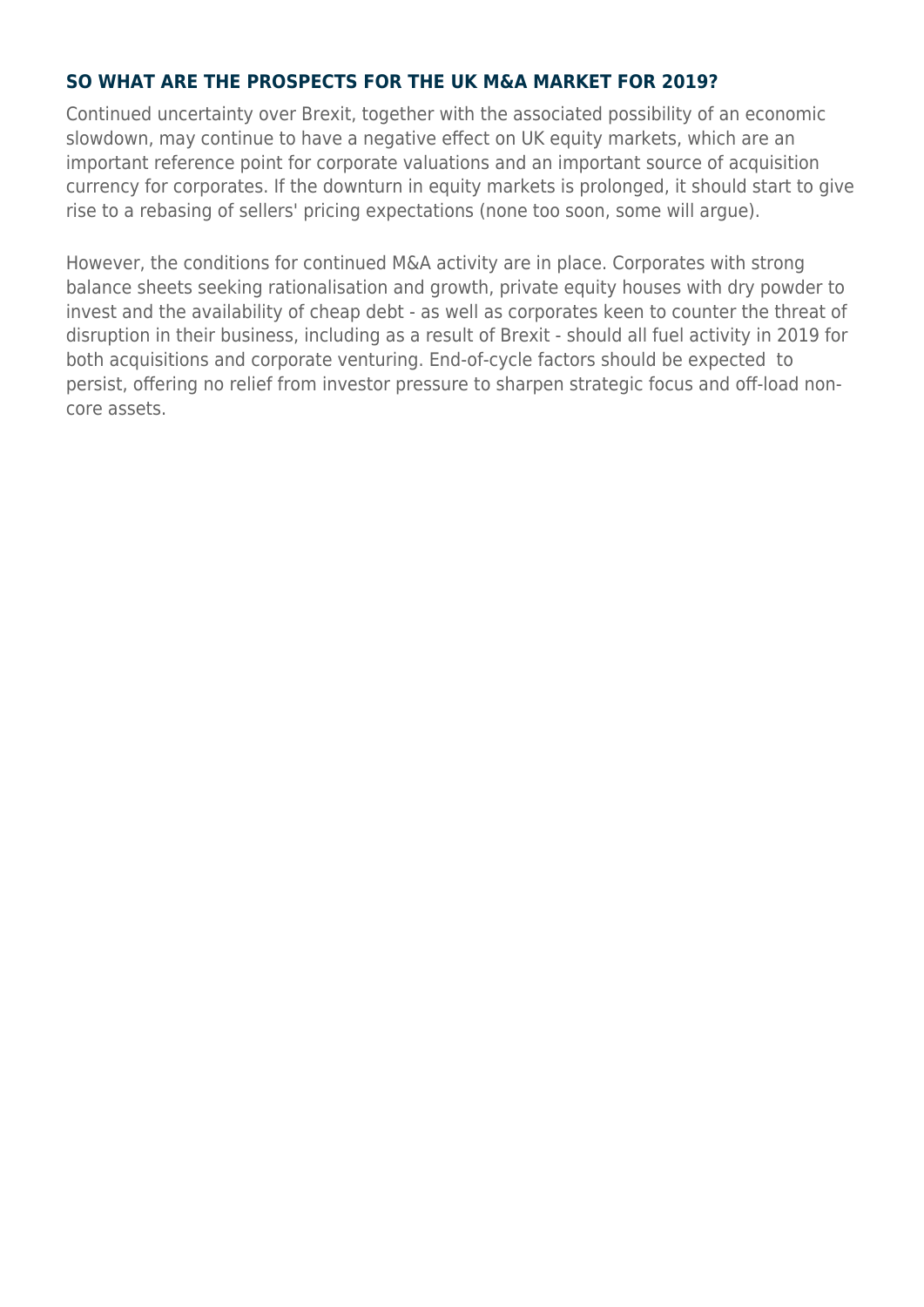## SO WHAT ARE THE PROSPECTS FOR THE UK M&A MARKET FOR 2019?

Continued uncertainty over Brexit, together with the associated possibility of an economic slowdown, may continue to have a negative effect on UK equity markets, which are an important reference point for corporate valuations and an important source of acquisition currency for corporates. If the downturn in equity markets is prolonged, it should start to give rise to a rebasing of sellers' pricing expectations (none too soon, some will argue).

However, the conditions for continued M&A activity are in place. Corporates with strong balance sheets seeking rationalisation and growth, private equity houses with dry powder to invest and the availability of cheap debt - as well as corporates keen to counter the threat of disruption in their business, including as a result of Brexit - should all fuel activity in 2019 for both acquisitions and corporate venturing. End-of-cycle factors should be expected to persist, offering no relief from investor pressure to sharpen strategic focus and off-load non-core assets.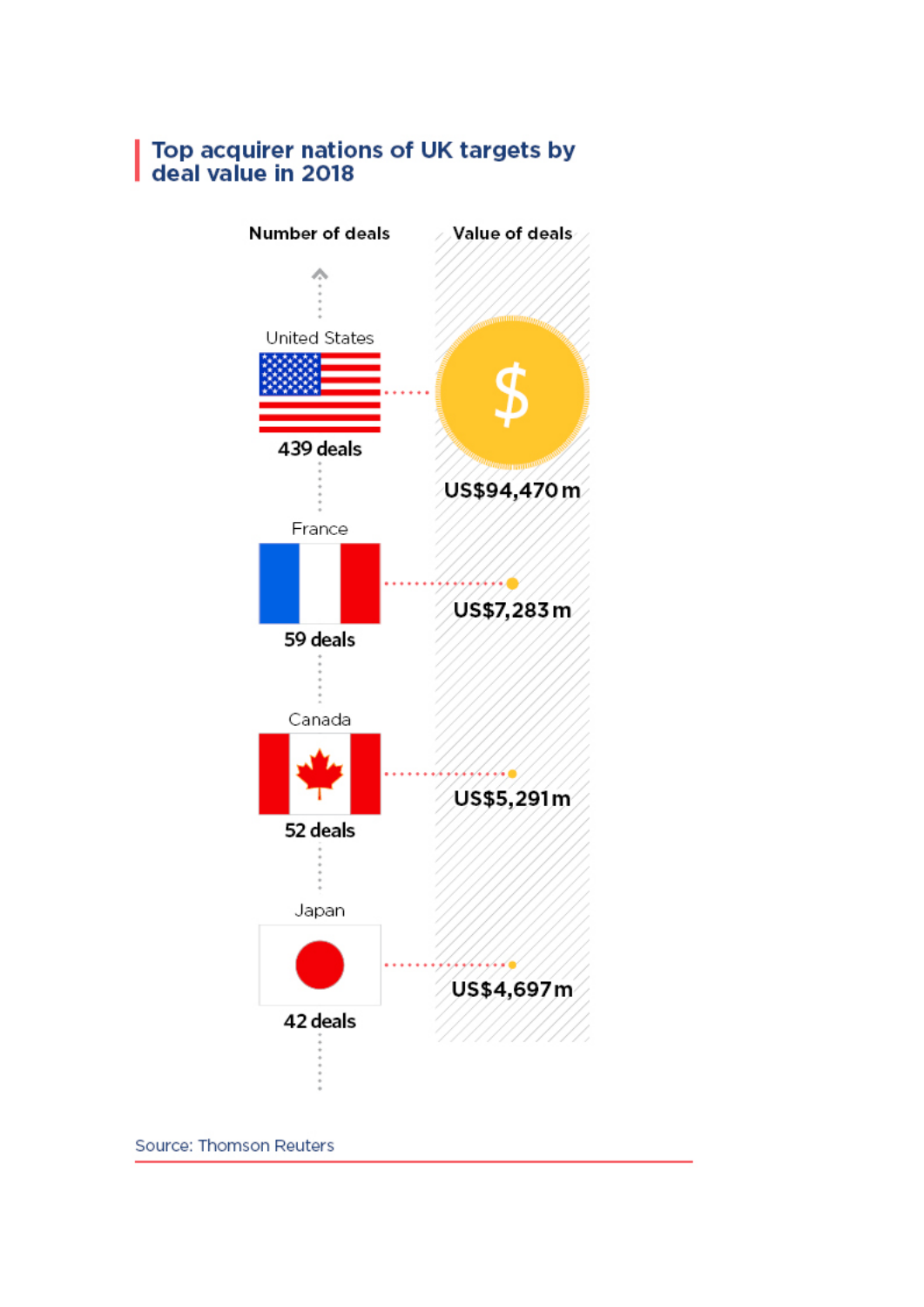## Top acquirer nations of UK targets by deal value in 2018

| Country | Number of deals | Value of deals |
|---|---|---|
| United States | 439 deals | US$94,470 m |
| France | 59 deals | US$7,283 m |
| Canada | 52 deals | US$5,291 m |
| Japan | 42 deals | US$4,697 m |

Source: Thomson Reuters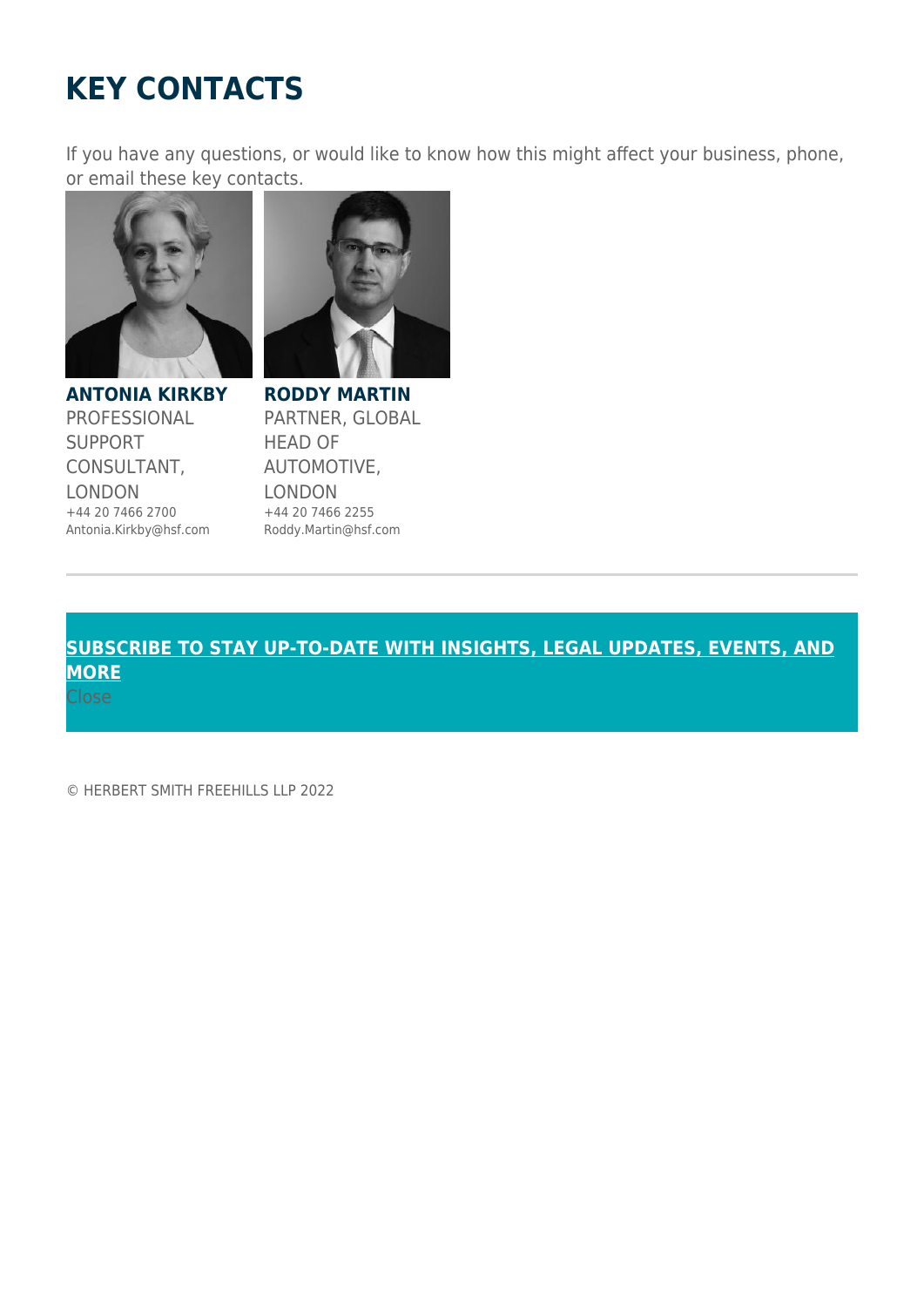# KEY CONTACTS

If you have any questions, or would like to know how this might affect your business, phone, or email these key contacts.

**ANTONIA KIRKBY**
PROFESSIONAL SUPPORT CONSULTANT, LONDON
+44 20 7466 2700
Antonia.Kirkby@hsf.com

**RODDY MARTIN**
PARTNER, GLOBAL HEAD OF AUTOMOTIVE, LONDON
+44 20 7466 2255
Roddy.Martin@hsf.com

**SUBSCRIBE TO STAY UP-TO-DATE WITH INSIGHTS, LEGAL UPDATES, EVENTS, AND MORE**

Close

© HERBERT SMITH FREEHILLS LLP 2022